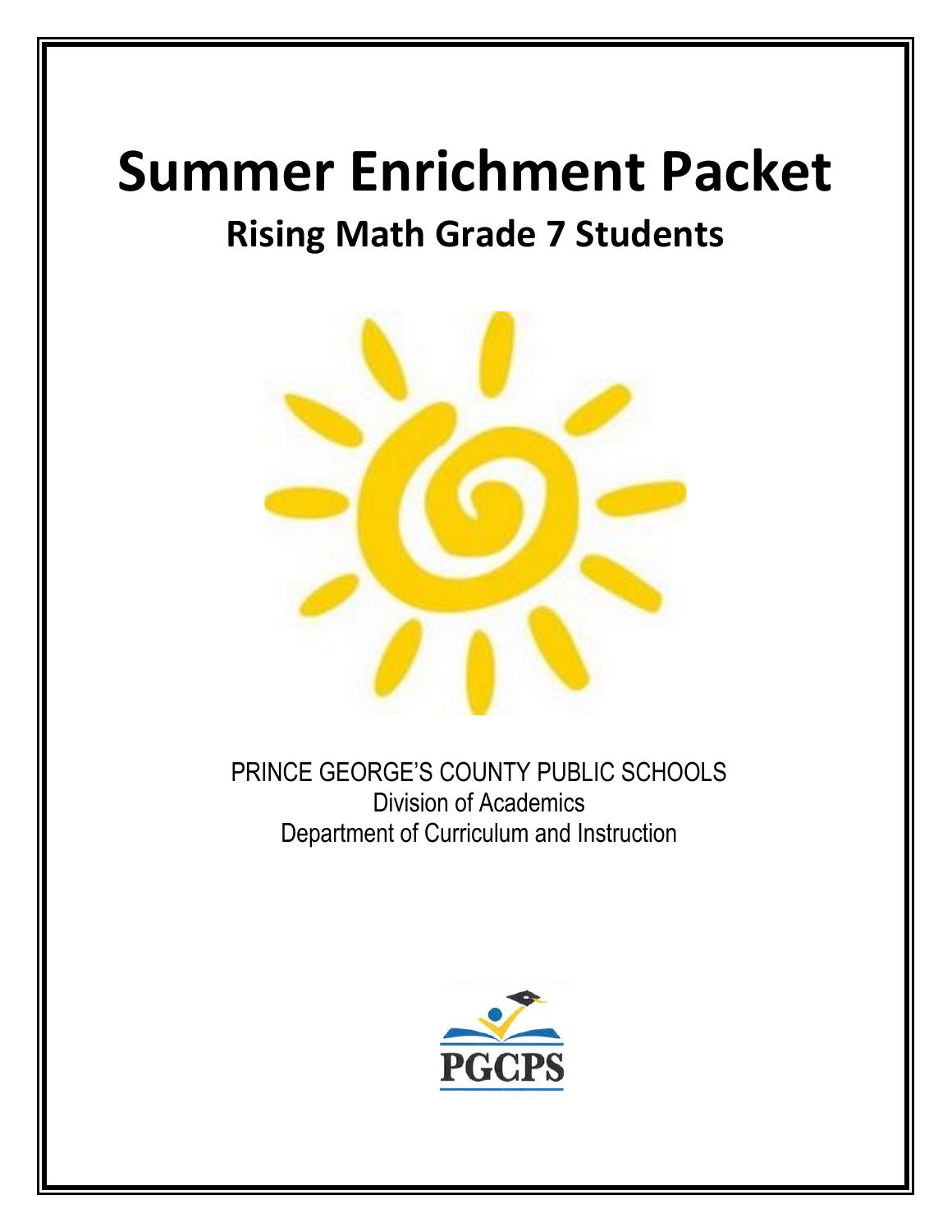# Summer Enrichment Packet

## Rising Math Grade 7 Students

PRINCE GEORGE'S COUNTY PUBLIC SCHOOLS
Division of Academics
Department of Curriculum and Instruction

PGCPS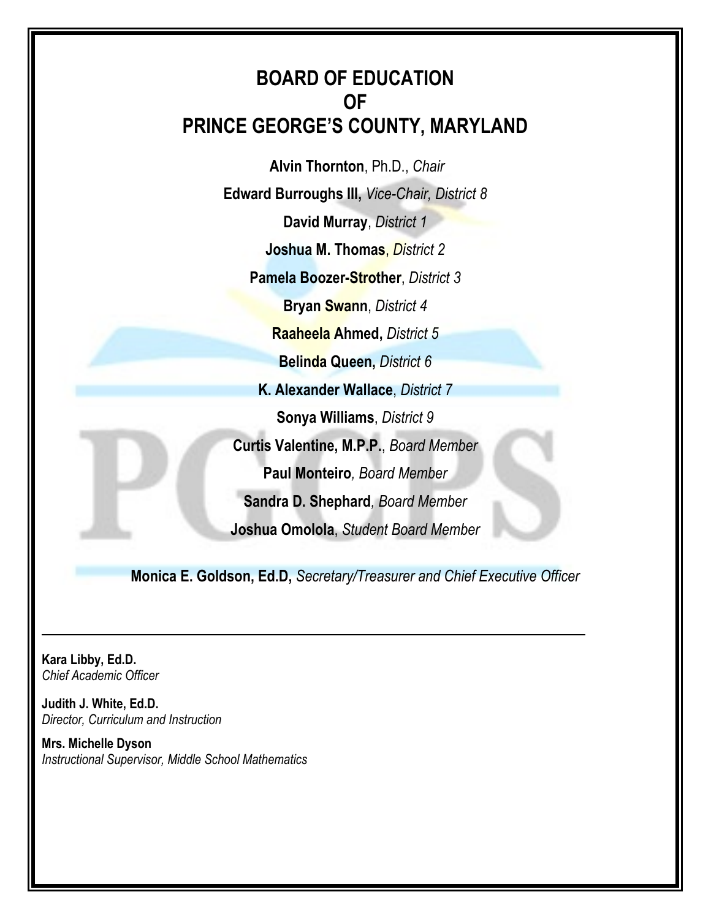# BOARD OF EDUCATION
# OF
# PRINCE GEORGE'S COUNTY, MARYLAND

**Alvin Thornton**, Ph.D., *Chair*

**Edward Burroughs III,** *Vice-Chair, District 8*

**David Murray**, *District 1*

**Joshua M. Thomas**, *District 2*

**Pamela Boozer-Strother**, *District 3*

**Bryan Swann**, *District 4*

**Raaheela Ahmed,** *District 5*

**Belinda Queen,** *District 6*

**K. Alexander Wallace**, *District 7*

**Sonya Williams**, *District 9*

**Curtis Valentine, M.P.P.**, *Board Member*

**Paul Monteiro***, Board Member*

**Sandra D. Shephard***, Board Member*

**Joshua Omolola**, *Student Board Member*

**Monica E. Goldson, Ed.D,** *Secretary/Treasurer and Chief Executive Officer*

---

**Kara Libby, Ed.D.**
*Chief Academic Officer*

**Judith J. White, Ed.D.**
*Director, Curriculum and Instruction*

**Mrs. Michelle Dyson**
*Instructional Supervisor, Middle School Mathematics*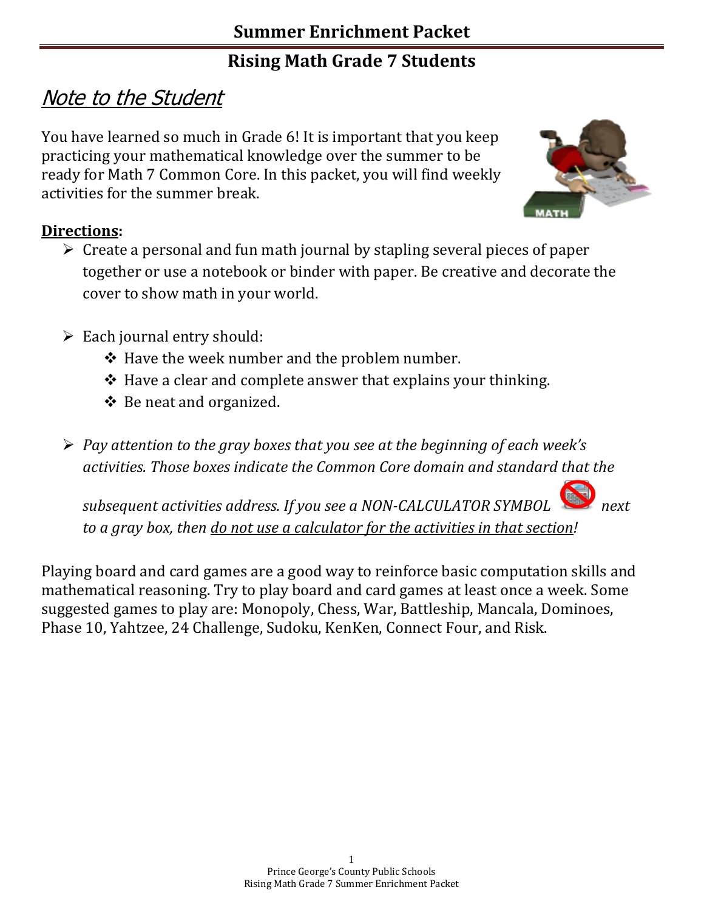# Summary Enrichment Packet

## Rising Math Grade 7 Students

## *Note to the Student*

You have learned so much in Grade 6! It is important that you keep practicing your mathematical knowledge over the summer to be ready for Math 7 Common Core. In this packet, you will find weekly activities for the summer break.

**Directions:**

- Create a personal and fun math journal by stapling several pieces of paper together or use a notebook or binder with paper. Be creative and decorate the cover to show math in your world.
- Each journal entry should:
  - Have the week number and the problem number.
  - Have a clear and complete answer that explains your thinking.
  - Be neat and organized.
- *Pay attention to the gray boxes that you see at the beginning of each week's activities. Those boxes indicate the Common Core domain and standard that the subsequent activities address. If you see a NON-CALCULATOR SYMBOL next to a gray box, then do not use a calculator for the activities in that section!*

Playing board and card games are a good way to reinforce basic computation skills and mathematical reasoning. Try to play board and card games at least once a week. Some suggested games to play are: Monopoly, Chess, War, Battleship, Mancala, Dominoes, Phase 10, Yahtzee, 24 Challenge, Sudoku, KenKen, Connect Four, and Risk.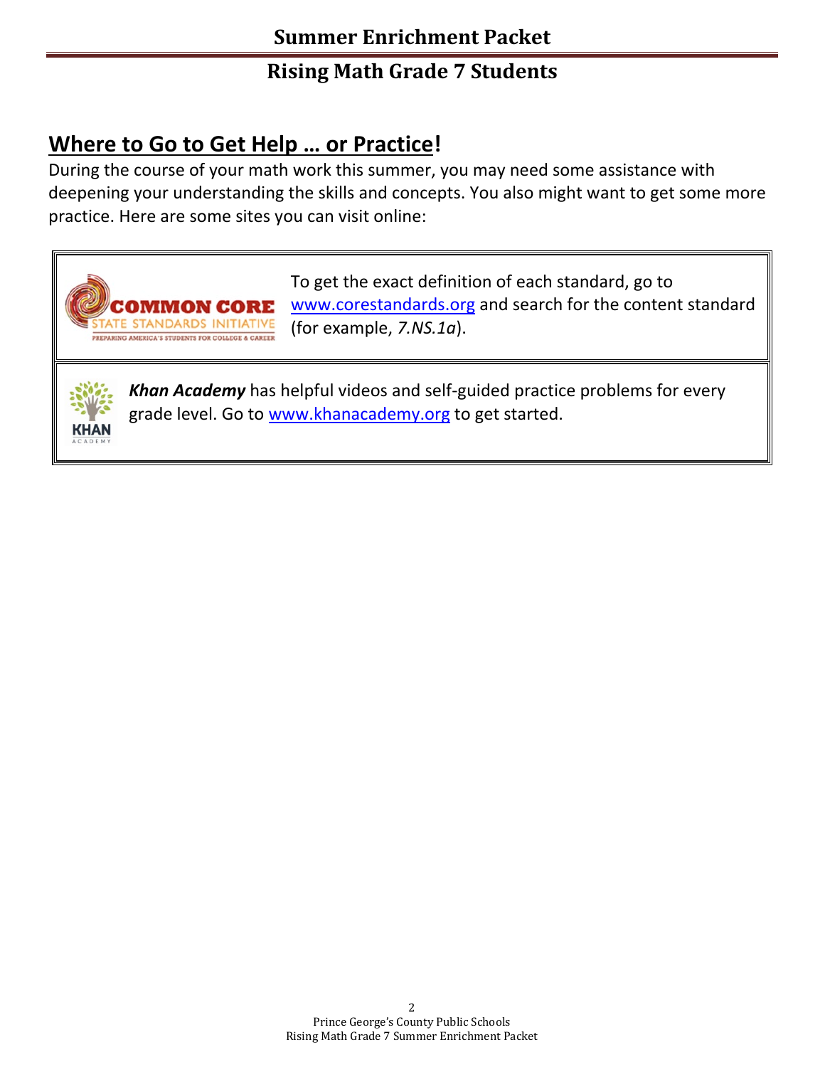## Where to Go to Get Help … or Practice!

During the course of your math work this summer, you may need some assistance with deepening your understanding the skills and concepts. You also might want to get some more practice. Here are some sites you can visit online:

To get the exact definition of each standard, go to [www.corestandards.org](http://www.corestandards.org) and search for the content standard (for example, *7.NS.1a*).

***Khan Academy*** has helpful videos and self-guided practice problems for every grade level. Go to [www.khanacademy.org](http://www.khanacademy.org) to get started.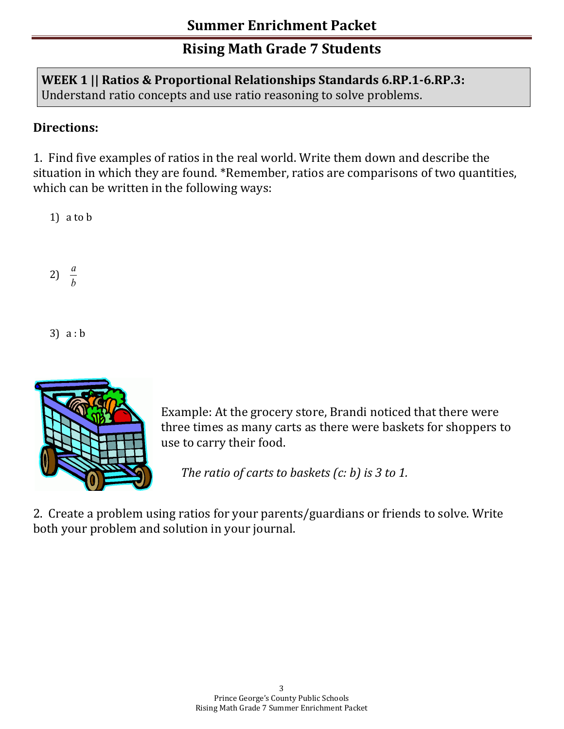# Summer Enrichment Packet

## Rising Math Grade 7 Students

**WEEK 1 || Ratios & Proportional Relationships Standards 6.RP.1-6.RP.3:**
Understand ratio concepts and use ratio reasoning to solve problems.

**Directions:**

1. Find five examples of ratios in the real world. Write them down and describe the situation in which they are found. *Remember, ratios are comparisons of two quantities, which can be written in the following ways:

   1) a to b

   2) $\frac{a}{b}$

   3) a : b

Example: At the grocery store, Brandi noticed that there were three times as many carts as there were baskets for shoppers to use to carry their food.

*The ratio of carts to baskets (c: b) is 3 to 1.*

2. Create a problem using ratios for your parents/guardians or friends to solve. Write both your problem and solution in your journal.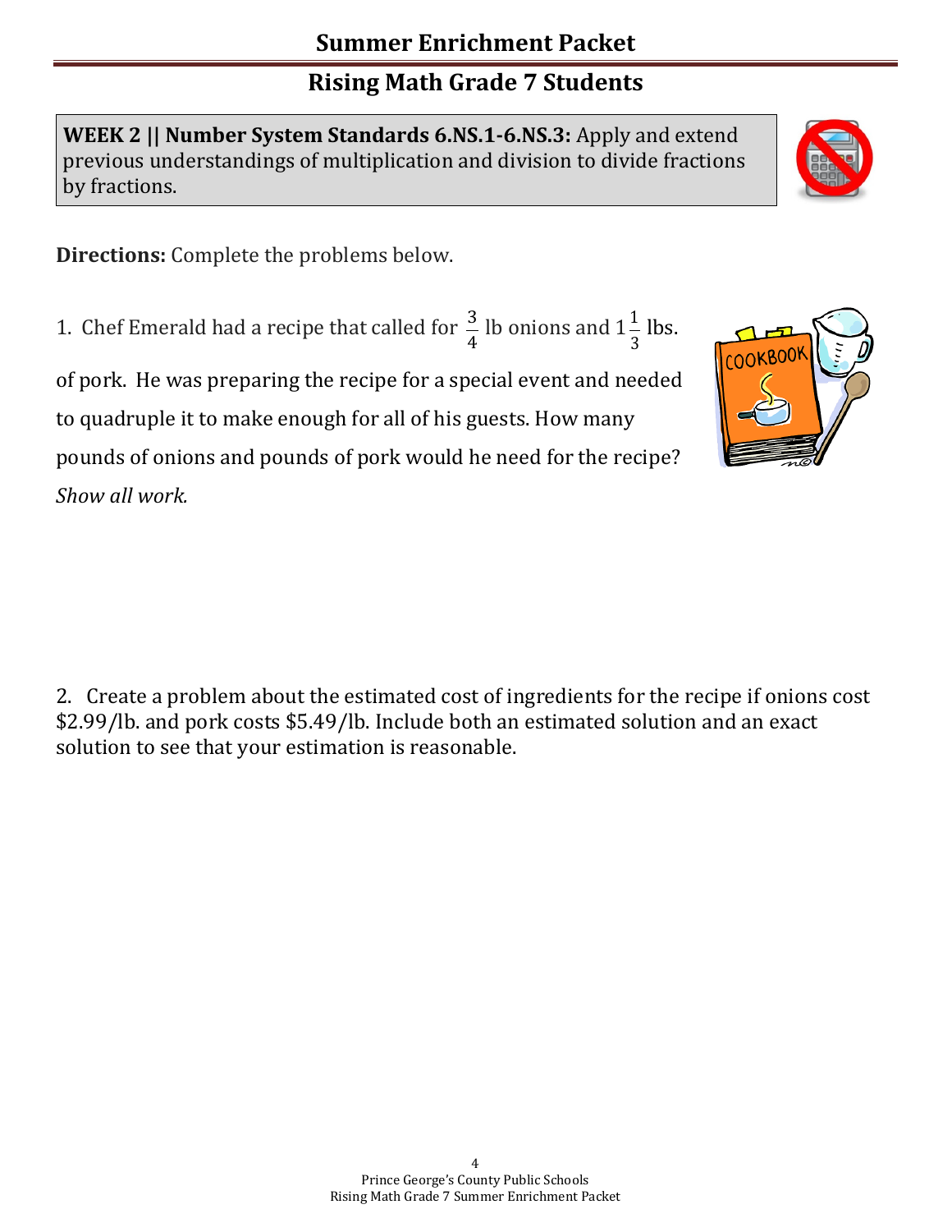# Summary Enrichment Packet

## Rising Math Grade 7 Students

**WEEK 2 || Number System Standards 6.NS.1-6.NS.3:** Apply and extend previous understandings of multiplication and division to divide fractions by fractions.

**Directions:** Complete the problems below.

1. Chef Emerald had a recipe that called for $\frac{3}{4}$ lb onions and $1\frac{1}{3}$ lbs. of pork. He was preparing the recipe for a special event and needed to quadruple it to make enough for all of his guests. How many pounds of onions and pounds of pork would he need for the recipe? *Show all work.*

2. Create a problem about the estimated cost of ingredients for the recipe if onions cost \$2.99/lb. and pork costs \$5.49/lb. Include both an estimated solution and an exact solution to see that your estimation is reasonable.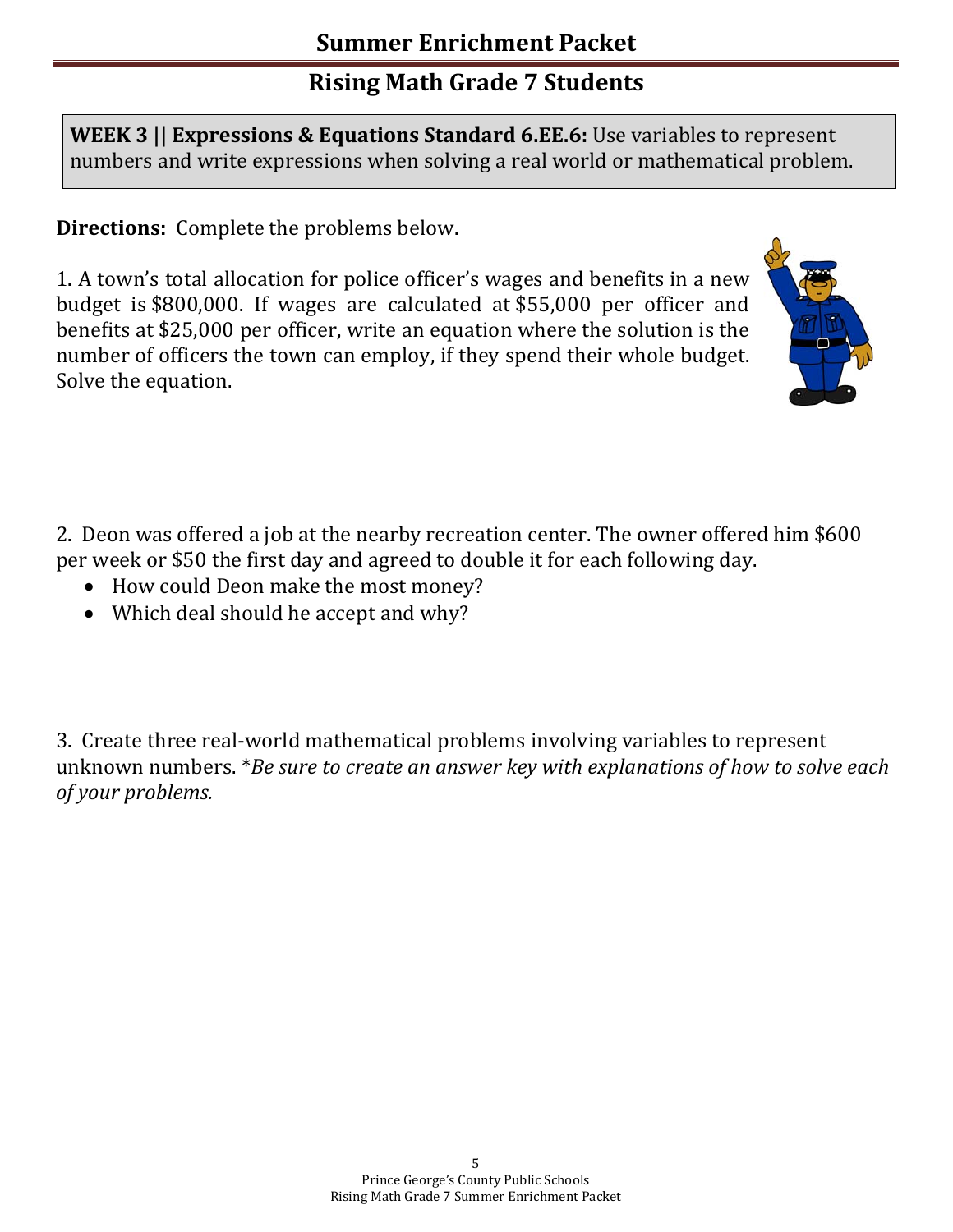## Summer Enrichment Packet

## Rising Math Grade 7 Students

**WEEK 3 || Expressions & Equations Standard 6.EE.6:** Use variables to represent numbers and write expressions when solving a real world or mathematical problem.

**Directions:** Complete the problems below.

1. A town's total allocation for police officer's wages and benefits in a new budget is $800,000. If wages are calculated at $55,000 per officer and benefits at $25,000 per officer, write an equation where the solution is the number of officers the town can employ, if they spend their whole budget. Solve the equation.

2. Deon was offered a job at the nearby recreation center. The owner offered him $600 per week or $50 the first day and agreed to double it for each following day.
   - How could Deon make the most money?
   - Which deal should he accept and why?

3. Create three real-world mathematical problems involving variables to represent unknown numbers. **Be sure to create an answer key with explanations of how to solve each of your problems.*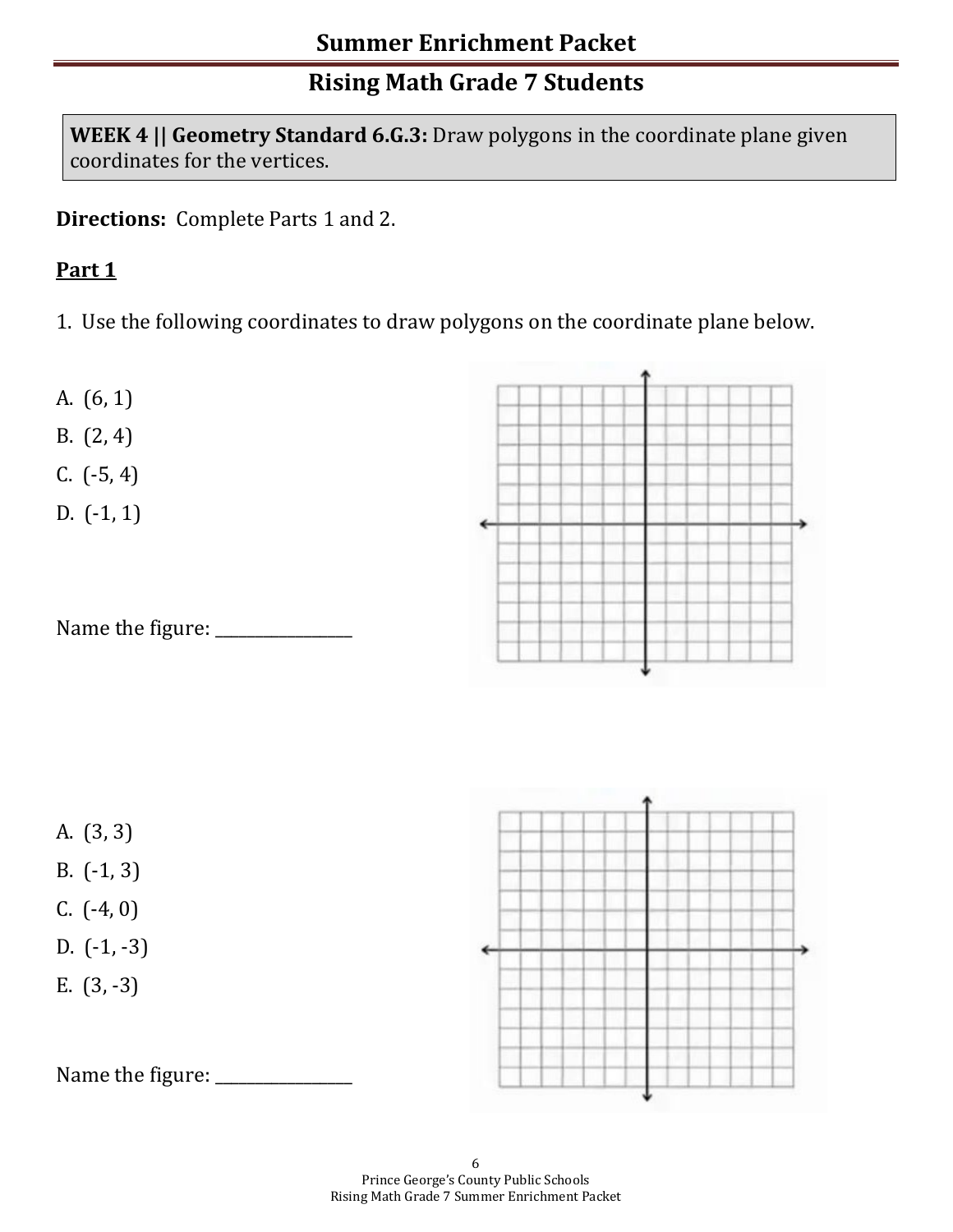# Summer Enrichment Packet

## Rising Math Grade 7 Students

**WEEK 4 || Geometry Standard 6.G.3:** Draw polygons in the coordinate plane given coordinates for the vertices.

**Directions:** Complete Parts 1 and 2.

**Part 1**

1. Use the following coordinates to draw polygons on the coordinate plane below.

A. (6, 1)

B. (2, 4)

C. (-5, 4)

D. (-1, 1)

Name the figure: ________________

A. (3, 3)

B. (-1, 3)

C. (-4, 0)

D. (-1, -3)

E. (3, -3)

Name the figure: ________________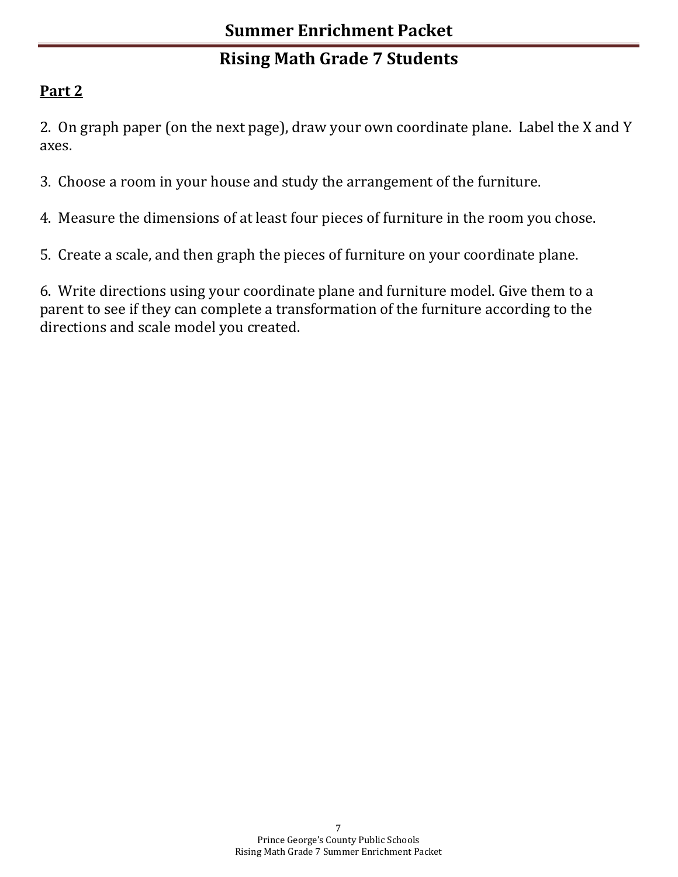## Summer Enrichment Packet

## Rising Math Grade 7 Students

**Part 2**

2. On graph paper (on the next page), draw your own coordinate plane. Label the X and Y axes.

3. Choose a room in your house and study the arrangement of the furniture.

4. Measure the dimensions of at least four pieces of furniture in the room you chose.

5. Create a scale, and then graph the pieces of furniture on your coordinate plane.

6. Write directions using your coordinate plane and furniture model. Give them to a parent to see if they can complete a transformation of the furniture according to the directions and scale model you created.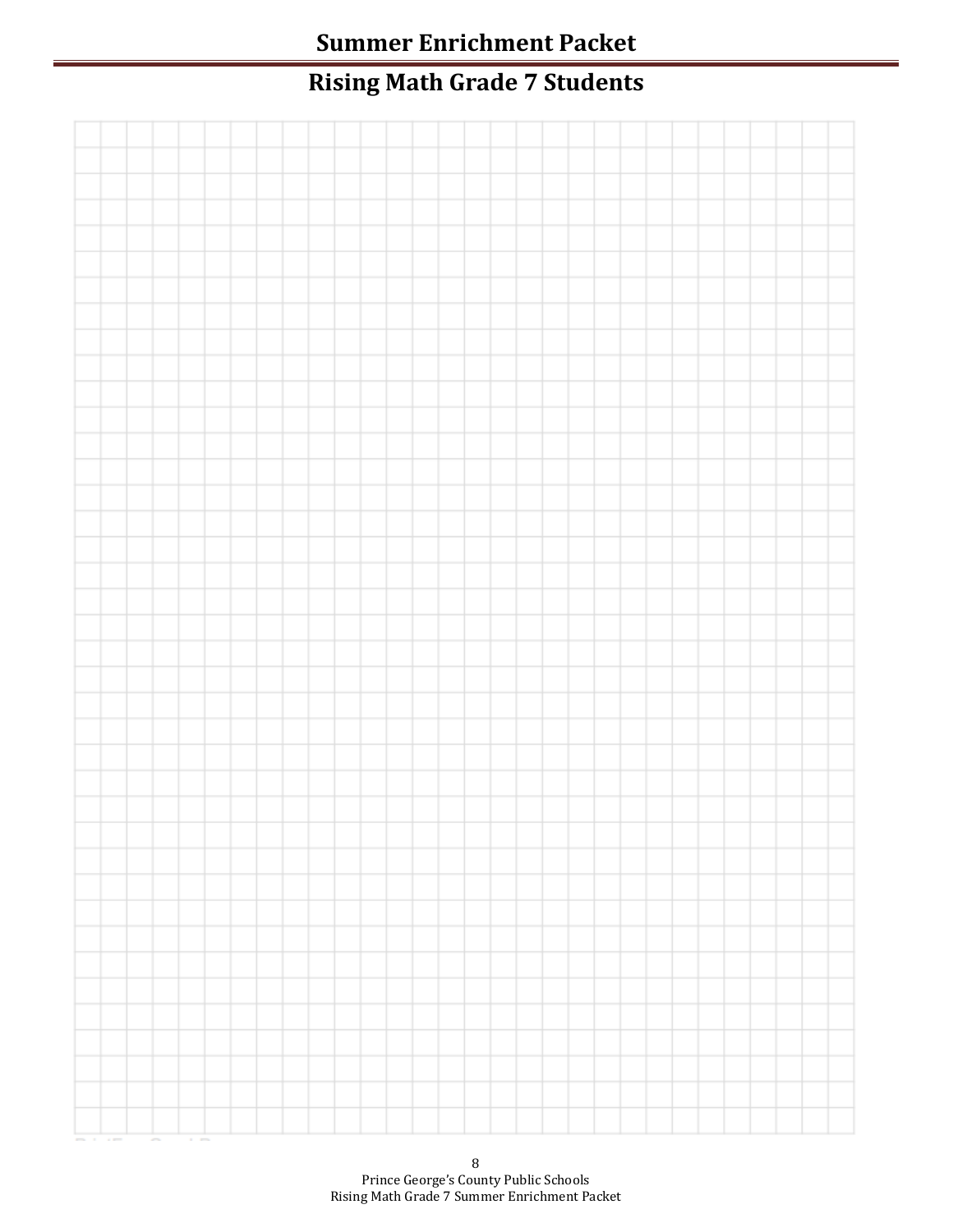# Summer Enrichment Packet

## Rising Math Grade 7 Students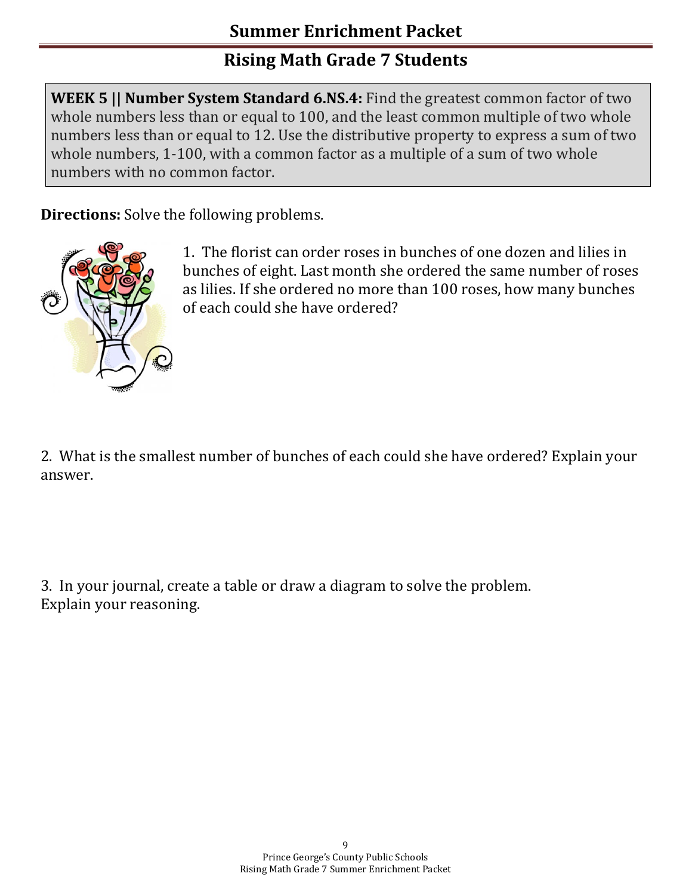# Summary Enrichment Packet

## Rising Math Grade 7 Students

**WEEK 5 || Number System Standard 6.NS.4:** Find the greatest common factor of two whole numbers less than or equal to 100, and the least common multiple of two whole numbers less than or equal to 12. Use the distributive property to express a sum of two whole numbers, 1-100, with a common factor as a multiple of a sum of two whole numbers with no common factor.

**Directions:** Solve the following problems.

1. The florist can order roses in bunches of one dozen and lilies in bunches of eight. Last month she ordered the same number of roses as lilies. If she ordered no more than 100 roses, how many bunches of each could she have ordered?

2. What is the smallest number of bunches of each could she have ordered? Explain your answer.

3. In your journal, create a table or draw a diagram to solve the problem. Explain your reasoning.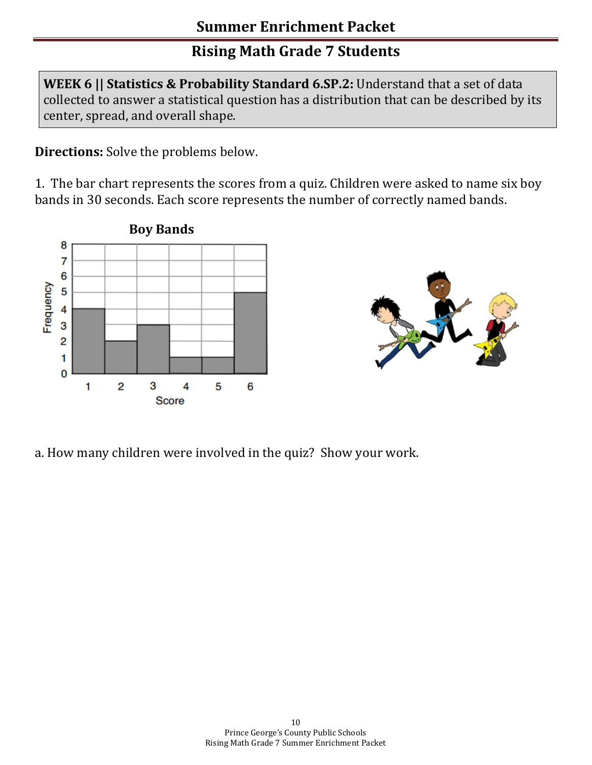## Summer Enrichment Packet

## Rising Math Grade 7 Students

**WEEK 6 || Statistics & Probability Standard 6.SP.2:** Understand that a set of data collected to answer a statistical question has a distribution that can be described by its center, spread, and overall shape.

**Directions:** Solve the problems below.

1. The bar chart represents the scores from a quiz. Children were asked to name six boy bands in 30 seconds. Each score represents the number of correctly named bands.

**Boy Bands**

| Score | 1 | 2 | 3 | 4 | 5 | 6 |
|---|---|---|---|---|---|---|
| Frequency | 4 | 2 | 3 | 1 | 1 | 5 |

a. How many children were involved in the quiz? Show your work.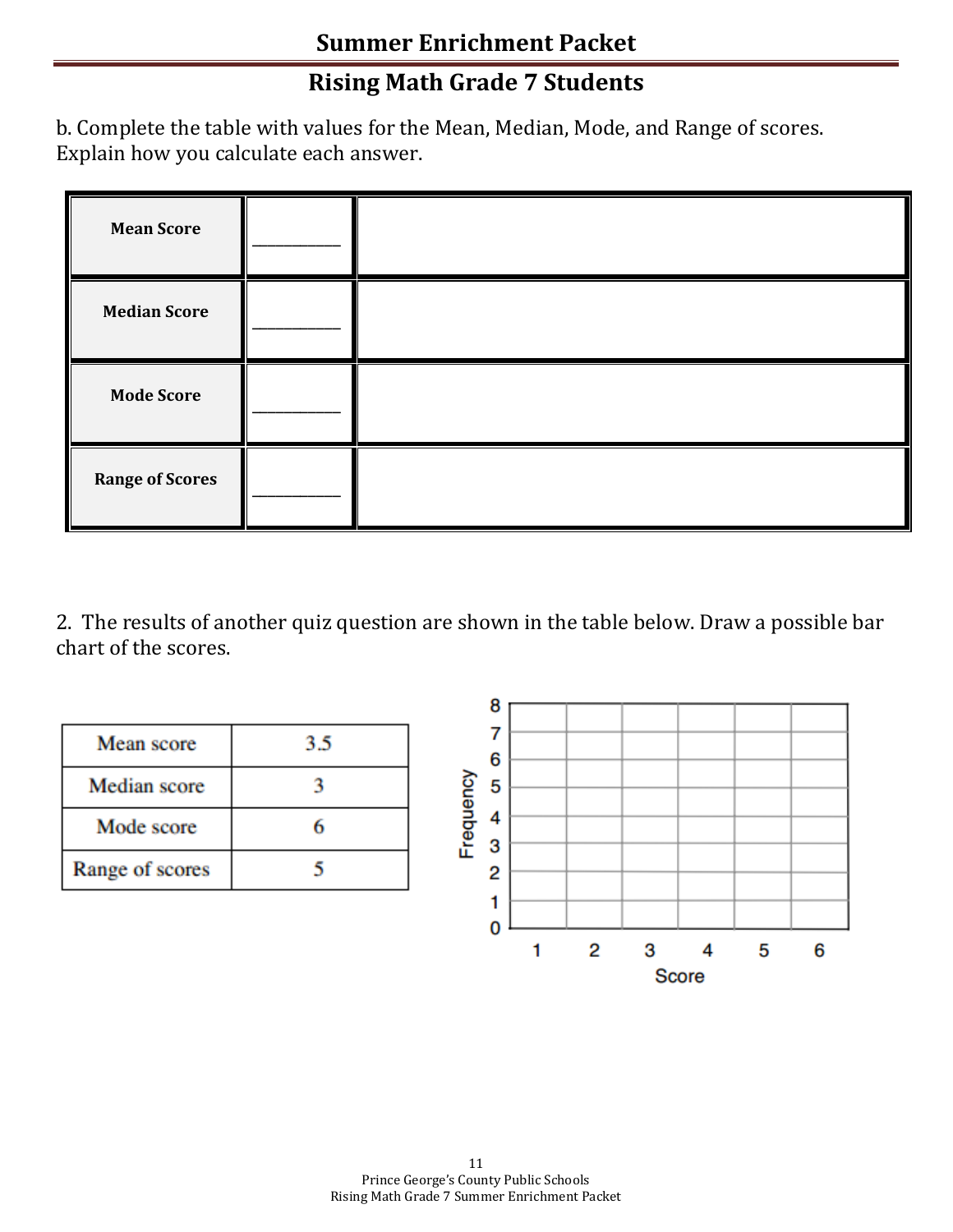b. Complete the table with values for the Mean, Median, Mode, and Range of scores. Explain how you calculate each answer.

| | | |
|---|---|---|
| **Mean Score** | ________ | |
| **Median Score** | ________ | |
| **Mode Score** | ________ | |
| **Range of Scores** | ________ | |

2. The results of another quiz question are shown in the table below. Draw a possible bar chart of the scores.

| | |
|---|---|
| Mean score | 3.5 |
| Median score | 3 |
| Mode score | 6 |
| Range of scores | 5 |

Frequency (0–8)

Score: 1 2 3 4 5 6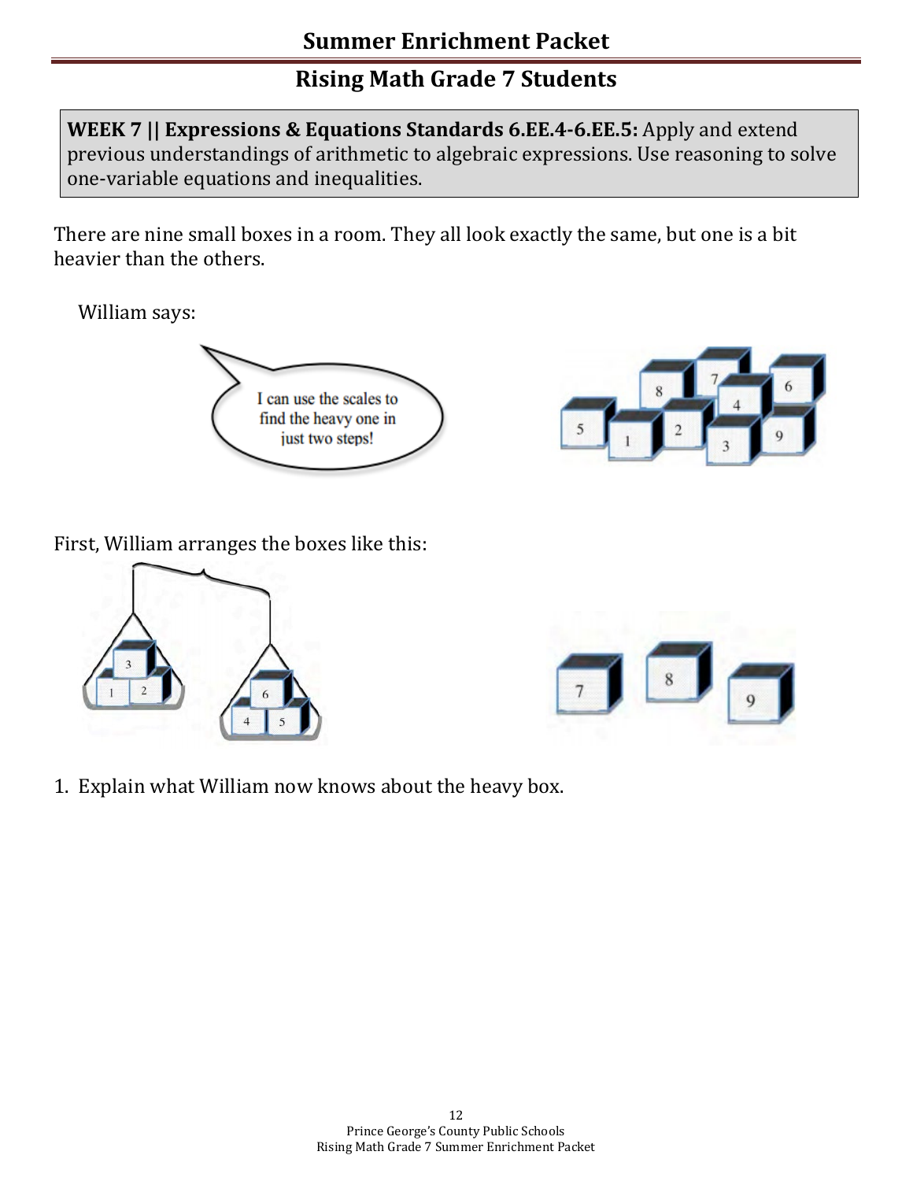## Summer Enrichment Packet

## Rising Math Grade 7 Students

**WEEK 7 || Expressions & Equations Standards 6.EE.4-6.EE.5:** Apply and extend previous understandings of arithmetic to algebraic expressions. Use reasoning to solve one-variable equations and inequalities.

There are nine small boxes in a room. They all look exactly the same, but one is a bit heavier than the others.

William says:

I can use the scales to find the heavy one in just two steps!

First, William arranges the boxes like this:

1. Explain what William now knows about the heavy box.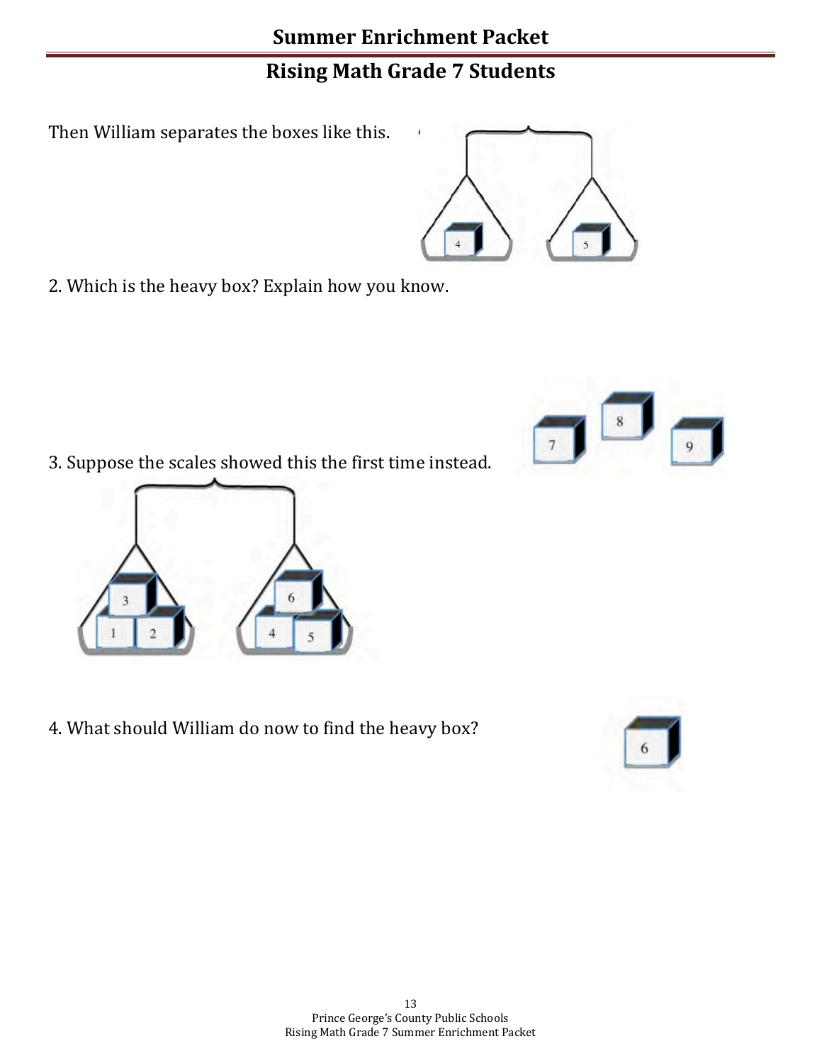Then William separates the boxes like this.

2. Which is the heavy box? Explain how you know.

3. Suppose the scales showed this the first time instead.

4. What should William do now to find the heavy box?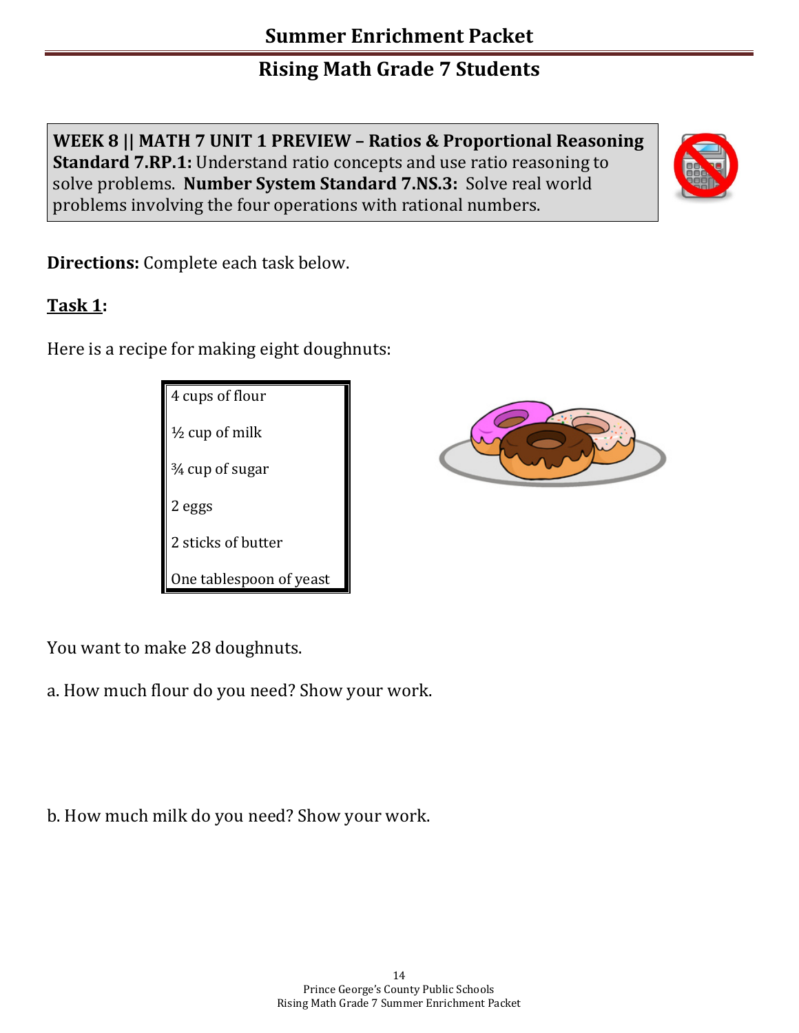## Summer Enrichment Packet

## Rising Math Grade 7 Students

**WEEK 8 || MATH 7 UNIT 1 PREVIEW – Ratios & Proportional Reasoning Standard 7.RP.1:** Understand ratio concepts and use ratio reasoning to solve problems. **Number System Standard 7.NS.3:** Solve real world problems involving the four operations with rational numbers.

**Directions:** Complete each task below.

**Task 1:**

Here is a recipe for making eight doughnuts:

| |
|---|
| 4 cups of flour |
| ½ cup of milk |
| ¾ cup of sugar |
| 2 eggs |
| 2 sticks of butter |
| One tablespoon of yeast |

You want to make 28 doughnuts.

a. How much flour do you need? Show your work.

b. How much milk do you need? Show your work.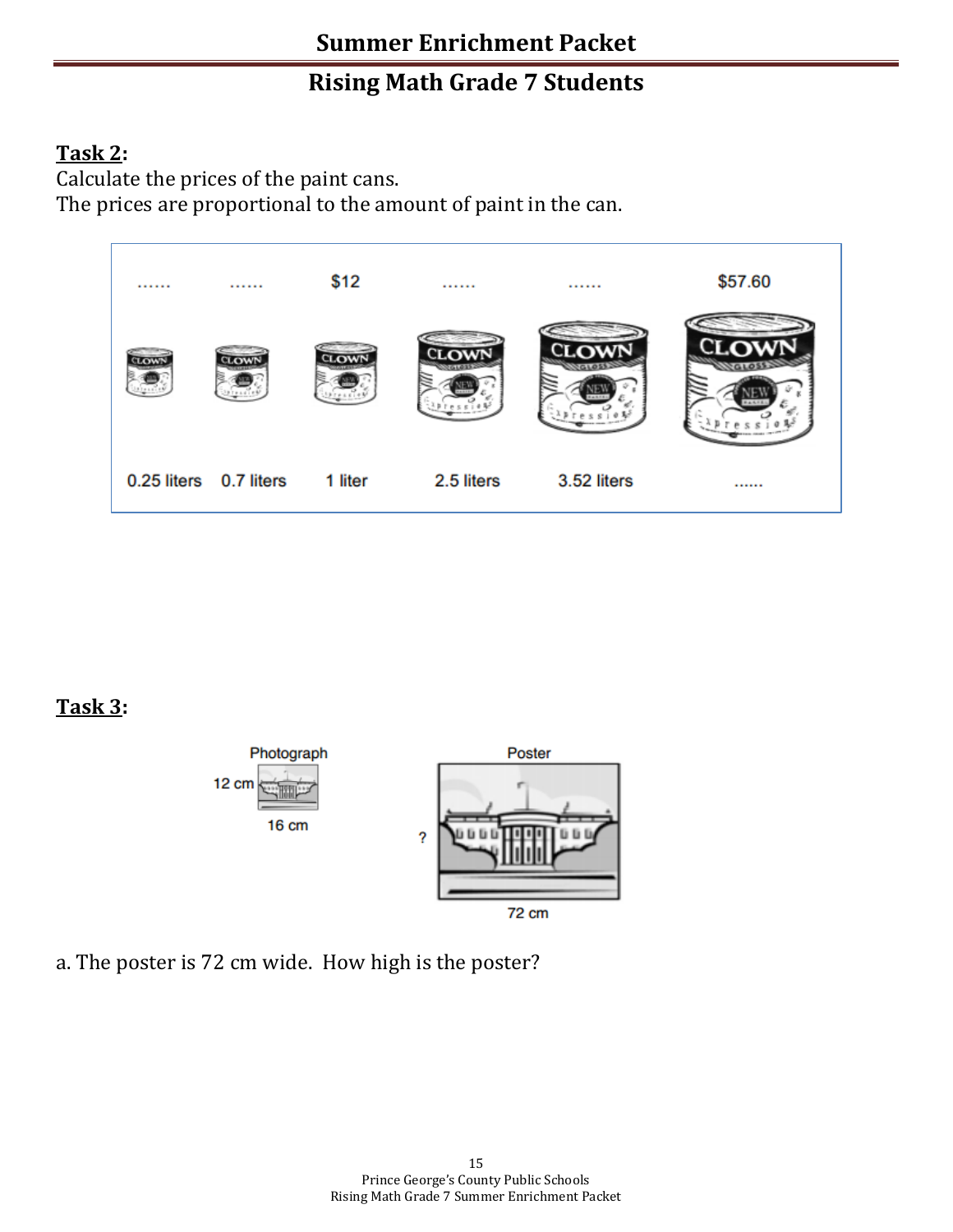**Task 2**:

Calculate the prices of the paint cans.

The prices are proportional to the amount of paint in the can.

| ...... | ...... | $12 | ...... | ...... | $57.60 |
|---|---|---|---|---|---|
| 0.25 liters | 0.7 liters | 1 liter | 2.5 liters | 3.52 liters | ...... |

**Task 3**:

Photograph: 12 cm, 16 cm

Poster: ?, 72 cm

a. The poster is 72 cm wide. How high is the poster?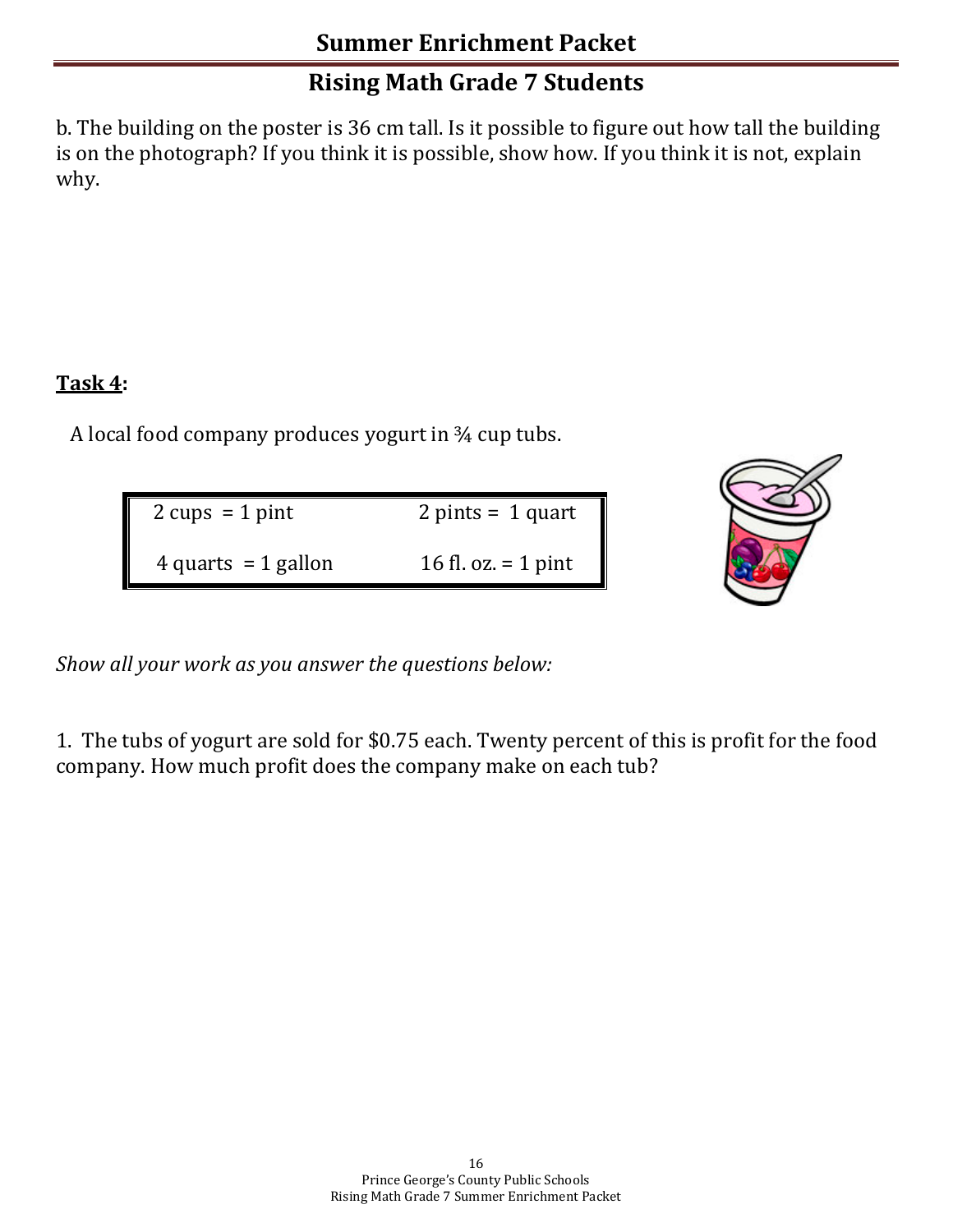b. The building on the poster is 36 cm tall. Is it possible to figure out how tall the building is on the photograph? If you think it is possible, show how. If you think it is not, explain why.

**Task 4:**

A local food company produces yogurt in ¾ cup tubs.

| | |
|---|---|
| 2 cups = 1 pint | 2 pints = 1 quart |
| 4 quarts = 1 gallon | 16 fl. oz. = 1 pint |

*Show all your work as you answer the questions below:*

1. The tubs of yogurt are sold for $0.75 each. Twenty percent of this is profit for the food company. How much profit does the company make on each tub?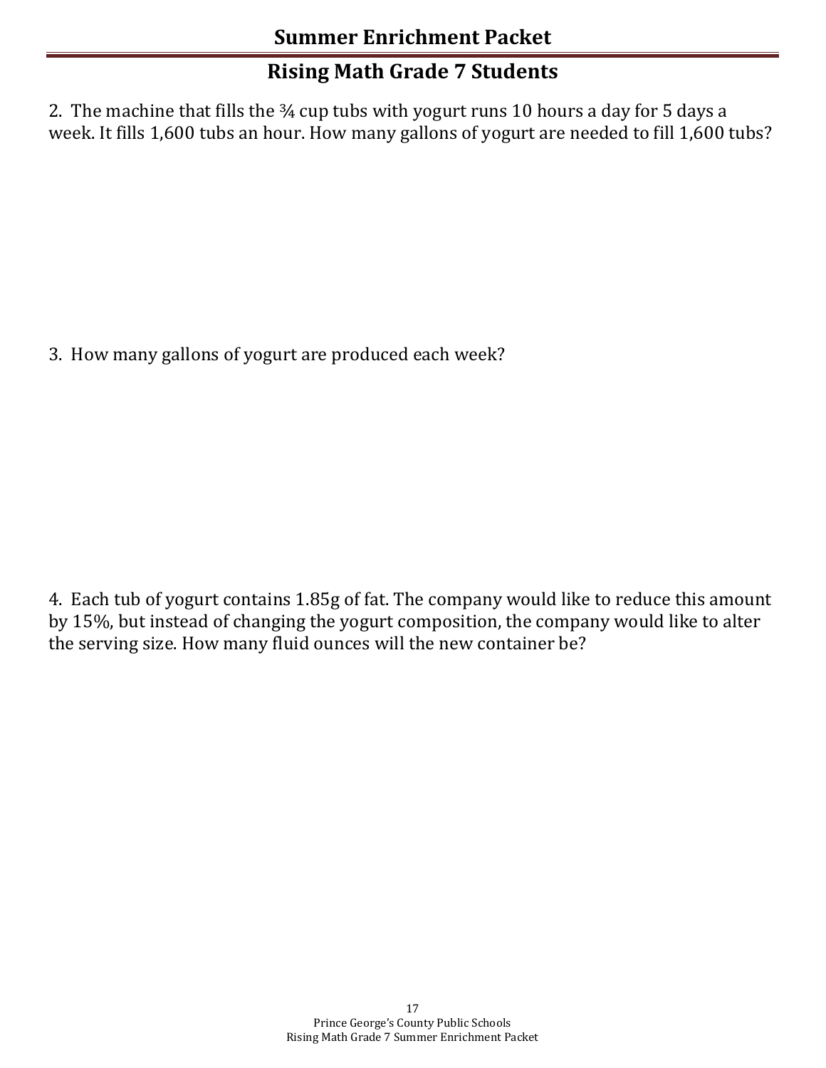## Summer Enrichment Packet

## Rising Math Grade 7 Students

2. The machine that fills the ¾ cup tubs with yogurt runs 10 hours a day for 5 days a week. It fills 1,600 tubs an hour. How many gallons of yogurt are needed to fill 1,600 tubs?

3. How many gallons of yogurt are produced each week?

4. Each tub of yogurt contains 1.85g of fat. The company would like to reduce this amount by 15%, but instead of changing the yogurt composition, the company would like to alter the serving size. How many fluid ounces will the new container be?